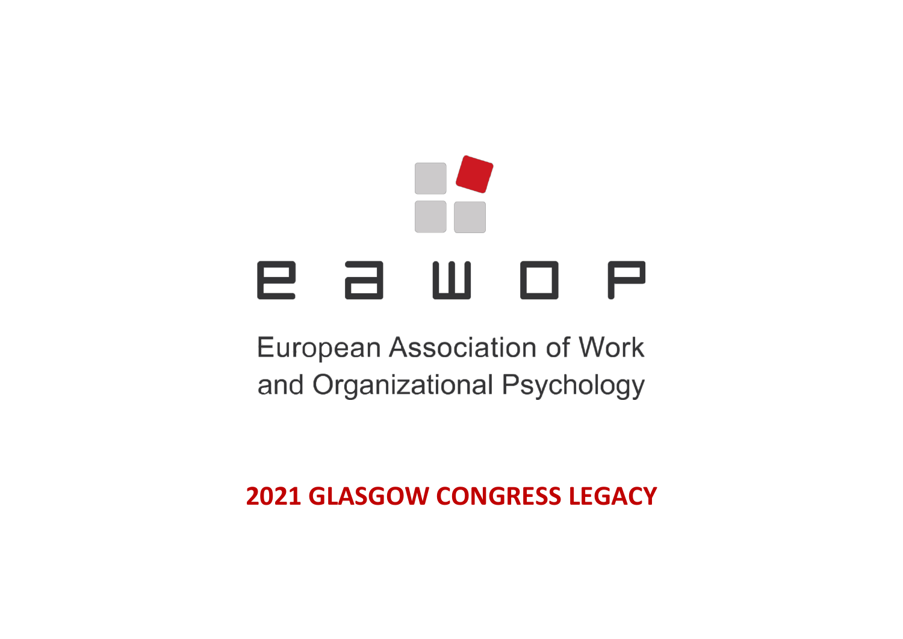eawop

European Association of Work and Organizational Psychology

# 2021 GLASGOW CONGRESS LEGACY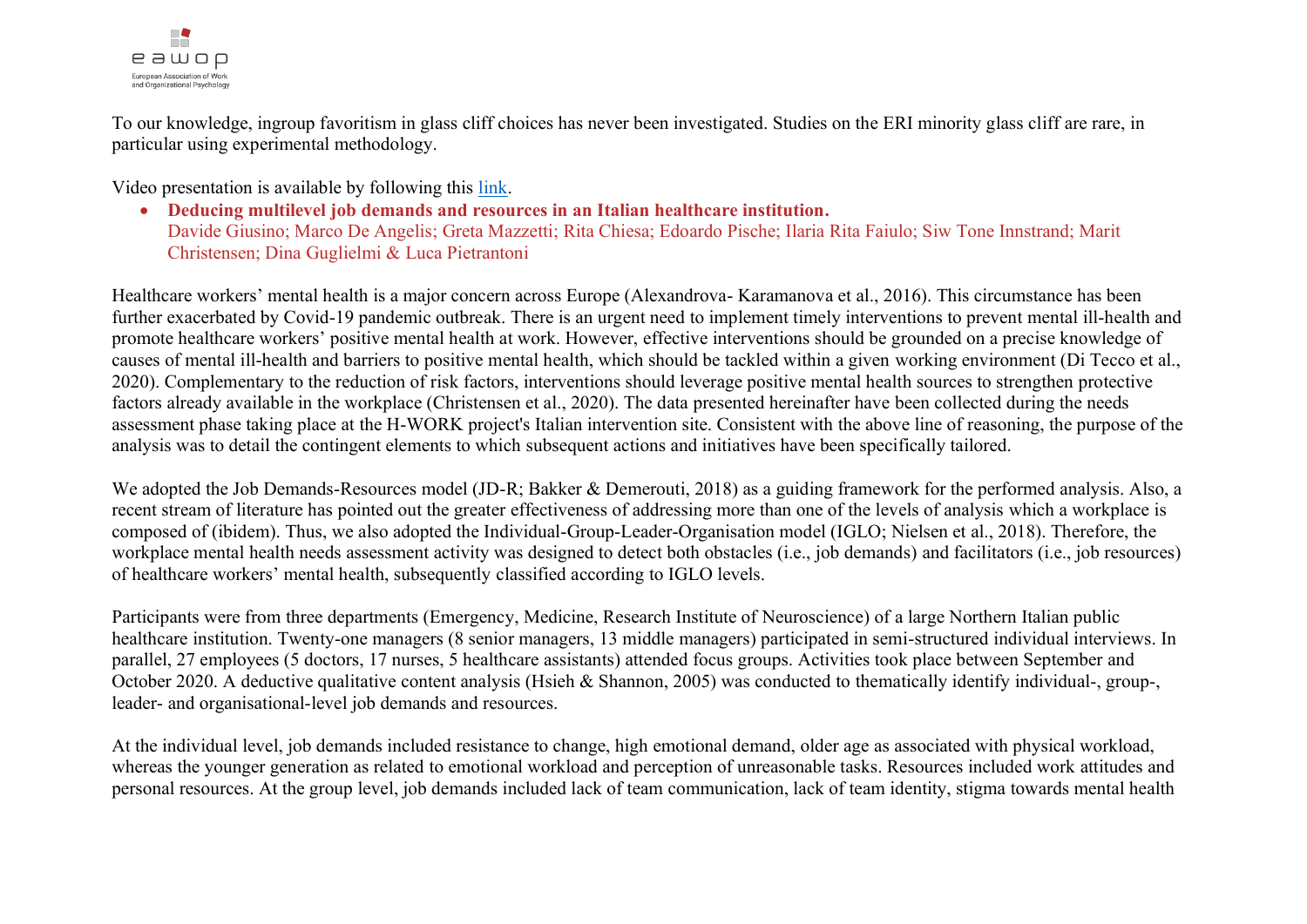To our knowledge, ingroup favoritism in glass cliff choices has never been investigated. Studies on the ERI minority glass cliff are rare, in particular using experimental methodology.

Video presentation is available by following this [link](link).

- **Deducing multilevel job demands and resources in an Italian healthcare institution.**
  Davide Giusino; Marco De Angelis; Greta Mazzetti; Rita Chiesa; Edoardo Pische; Ilaria Rita Faiulo; Siw Tone Innstrand; Marit Christensen; Dina Guglielmi & Luca Pietrantoni

Healthcare workers' mental health is a major concern across Europe (Alexandrova- Karamanova et al., 2016). This circumstance has been further exacerbated by Covid-19 pandemic outbreak. There is an urgent need to implement timely interventions to prevent mental ill-health and promote healthcare workers' positive mental health at work. However, effective interventions should be grounded on a precise knowledge of causes of mental ill-health and barriers to positive mental health, which should be tackled within a given working environment (Di Tecco et al., 2020). Complementary to the reduction of risk factors, interventions should leverage positive mental health sources to strengthen protective factors already available in the workplace (Christensen et al., 2020). The data presented hereinafter have been collected during the needs assessment phase taking place at the H-WORK project's Italian intervention site. Consistent with the above line of reasoning, the purpose of the analysis was to detail the contingent elements to which subsequent actions and initiatives have been specifically tailored.

We adopted the Job Demands-Resources model (JD-R; Bakker & Demerouti, 2018) as a guiding framework for the performed analysis. Also, a recent stream of literature has pointed out the greater effectiveness of addressing more than one of the levels of analysis which a workplace is composed of (ibidem). Thus, we also adopted the Individual-Group-Leader-Organisation model (IGLO; Nielsen et al., 2018). Therefore, the workplace mental health needs assessment activity was designed to detect both obstacles (i.e., job demands) and facilitators (i.e., job resources) of healthcare workers' mental health, subsequently classified according to IGLO levels.

Participants were from three departments (Emergency, Medicine, Research Institute of Neuroscience) of a large Northern Italian public healthcare institution. Twenty-one managers (8 senior managers, 13 middle managers) participated in semi-structured individual interviews. In parallel, 27 employees (5 doctors, 17 nurses, 5 healthcare assistants) attended focus groups. Activities took place between September and October 2020. A deductive qualitative content analysis (Hsieh & Shannon, 2005) was conducted to thematically identify individual-, group-, leader- and organisational-level job demands and resources.

At the individual level, job demands included resistance to change, high emotional demand, older age as associated with physical workload, whereas the younger generation as related to emotional workload and perception of unreasonable tasks. Resources included work attitudes and personal resources. At the group level, job demands included lack of team communication, lack of team identity, stigma towards mental health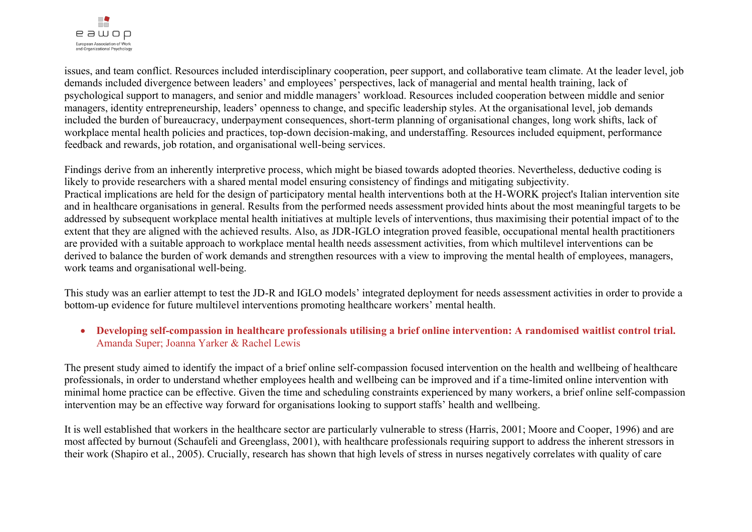issues, and team conflict. Resources included interdisciplinary cooperation, peer support, and collaborative team climate. At the leader level, job demands included divergence between leaders' and employees' perspectives, lack of managerial and mental health training, lack of psychological support to managers, and senior and middle managers' workload. Resources included cooperation between middle and senior managers, identity entrepreneurship, leaders' openness to change, and specific leadership styles. At the organisational level, job demands included the burden of bureaucracy, underpayment consequences, short-term planning of organisational changes, long work shifts, lack of workplace mental health policies and practices, top-down decision-making, and understaffing. Resources included equipment, performance feedback and rewards, job rotation, and organisational well-being services.

Findings derive from an inherently interpretive process, which might be biased towards adopted theories. Nevertheless, deductive coding is likely to provide researchers with a shared mental model ensuring consistency of findings and mitigating subjectivity.
Practical implications are held for the design of participatory mental health interventions both at the H-WORK project's Italian intervention site and in healthcare organisations in general. Results from the performed needs assessment provided hints about the most meaningful targets to be addressed by subsequent workplace mental health initiatives at multiple levels of interventions, thus maximising their potential impact of to the extent that they are aligned with the achieved results. Also, as JDR-IGLO integration proved feasible, occupational mental health practitioners are provided with a suitable approach to workplace mental health needs assessment activities, from which multilevel interventions can be derived to balance the burden of work demands and strengthen resources with a view to improving the mental health of employees, managers, work teams and organisational well-being.

This study was an earlier attempt to test the JD-R and IGLO models' integrated deployment for needs assessment activities in order to provide a bottom-up evidence for future multilevel interventions promoting healthcare workers' mental health.

- **Developing self-compassion in healthcare professionals utilising a brief online intervention: A randomised waitlist control trial.**
  Amanda Super; Joanna Yarker & Rachel Lewis

The present study aimed to identify the impact of a brief online self-compassion focused intervention on the health and wellbeing of healthcare professionals, in order to understand whether employees health and wellbeing can be improved and if a time-limited online intervention with minimal home practice can be effective. Given the time and scheduling constraints experienced by many workers, a brief online self-compassion intervention may be an effective way forward for organisations looking to support staffs' health and wellbeing.

It is well established that workers in the healthcare sector are particularly vulnerable to stress (Harris, 2001; Moore and Cooper, 1996) and are most affected by burnout (Schaufeli and Greenglass, 2001), with healthcare professionals requiring support to address the inherent stressors in their work (Shapiro et al., 2005). Crucially, research has shown that high levels of stress in nurses negatively correlates with quality of care